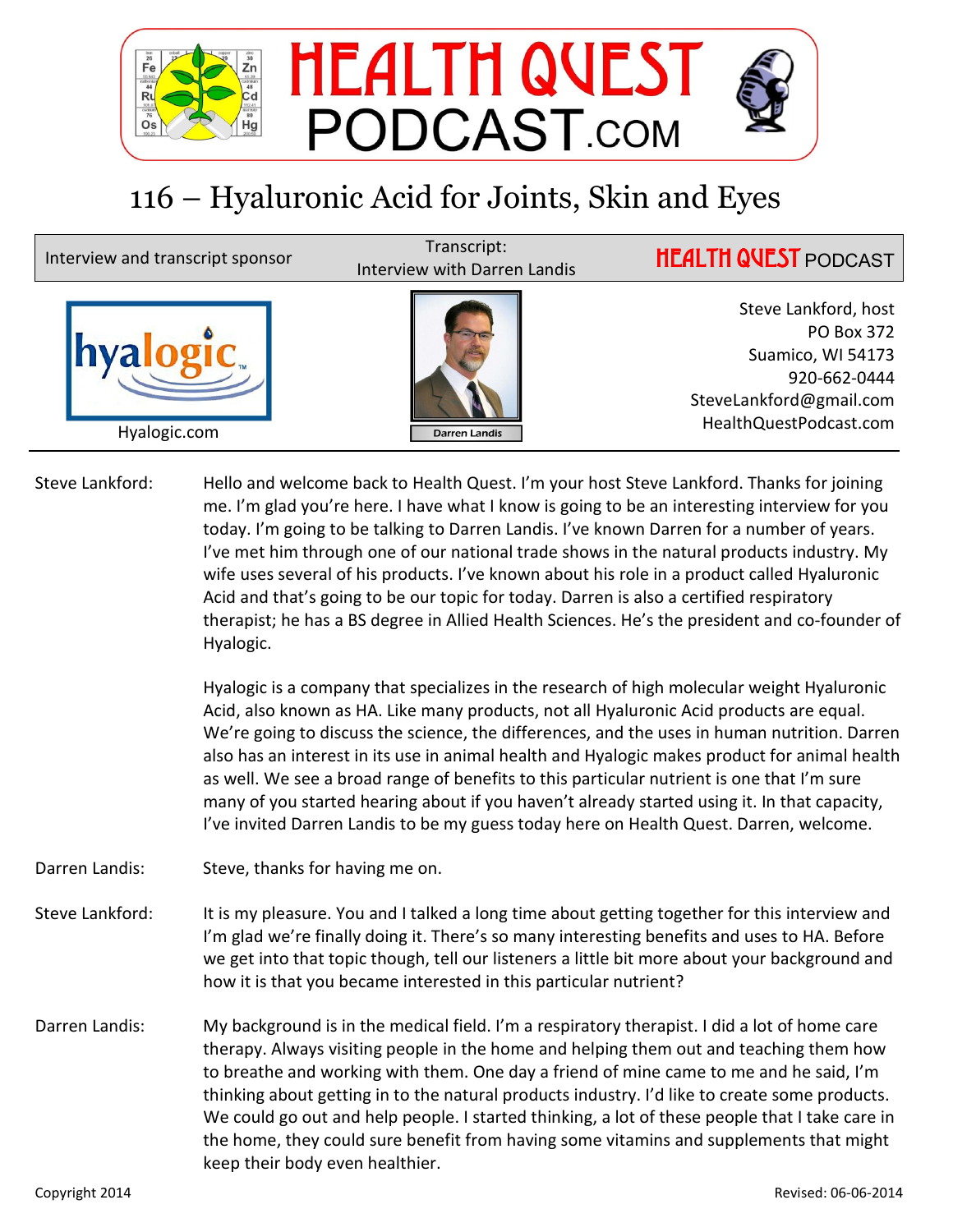# HEALTH QUEST PODCAST.COM

## 116 – Hyaluronic Acid for Joints, Skin and Eyes

| Interview and transcript sponsor | Transcript: Interview with Darren Landis | HEALTH QUEST PODCAST |
|---|---|---|
| Hyalogic.com | Darren Landis | Steve Lankford, host<br>PO Box 372<br>Suamico, WI 54173<br>920-662-0444<br>SteveLankford@gmail.com<br>HealthQuestPodcast.com |

**Steve Lankford:** Hello and welcome back to Health Quest. I'm your host Steve Lankford. Thanks for joining me. I'm glad you're here. I have what I know is going to be an interesting interview for you today. I'm going to be talking to Darren Landis. I've known Darren for a number of years. I've met him through one of our national trade shows in the natural products industry. My wife uses several of his products. I've known about his role in a product called Hyaluronic Acid and that's going to be our topic for today. Darren is also a certified respiratory therapist; he has a BS degree in Allied Health Sciences. He's the president and co-founder of Hyalogic.

Hyalogic is a company that specializes in the research of high molecular weight Hyaluronic Acid, also known as HA. Like many products, not all Hyaluronic Acid products are equal. We're going to discuss the science, the differences, and the uses in human nutrition. Darren also has an interest in its use in animal health and Hyalogic makes product for animal health as well. We see a broad range of benefits to this particular nutrient is one that I'm sure many of you started hearing about if you haven't already started using it. In that capacity, I've invited Darren Landis to be my guess today here on Health Quest. Darren, welcome.

**Darren Landis:** Steve, thanks for having me on.

**Steve Lankford:** It is my pleasure. You and I talked a long time about getting together for this interview and I'm glad we're finally doing it. There's so many interesting benefits and uses to HA. Before we get into that topic though, tell our listeners a little bit more about your background and how it is that you became interested in this particular nutrient?

**Darren Landis:** My background is in the medical field. I'm a respiratory therapist. I did a lot of home care therapy. Always visiting people in the home and helping them out and teaching them how to breathe and working with them. One day a friend of mine came to me and he said, I'm thinking about getting in to the natural products industry. I'd like to create some products. We could go out and help people. I started thinking, a lot of these people that I take care in the home, they could sure benefit from having some vitamins and supplements that might keep their body even healthier.

Copyright 2014 Revised: 06-06-2014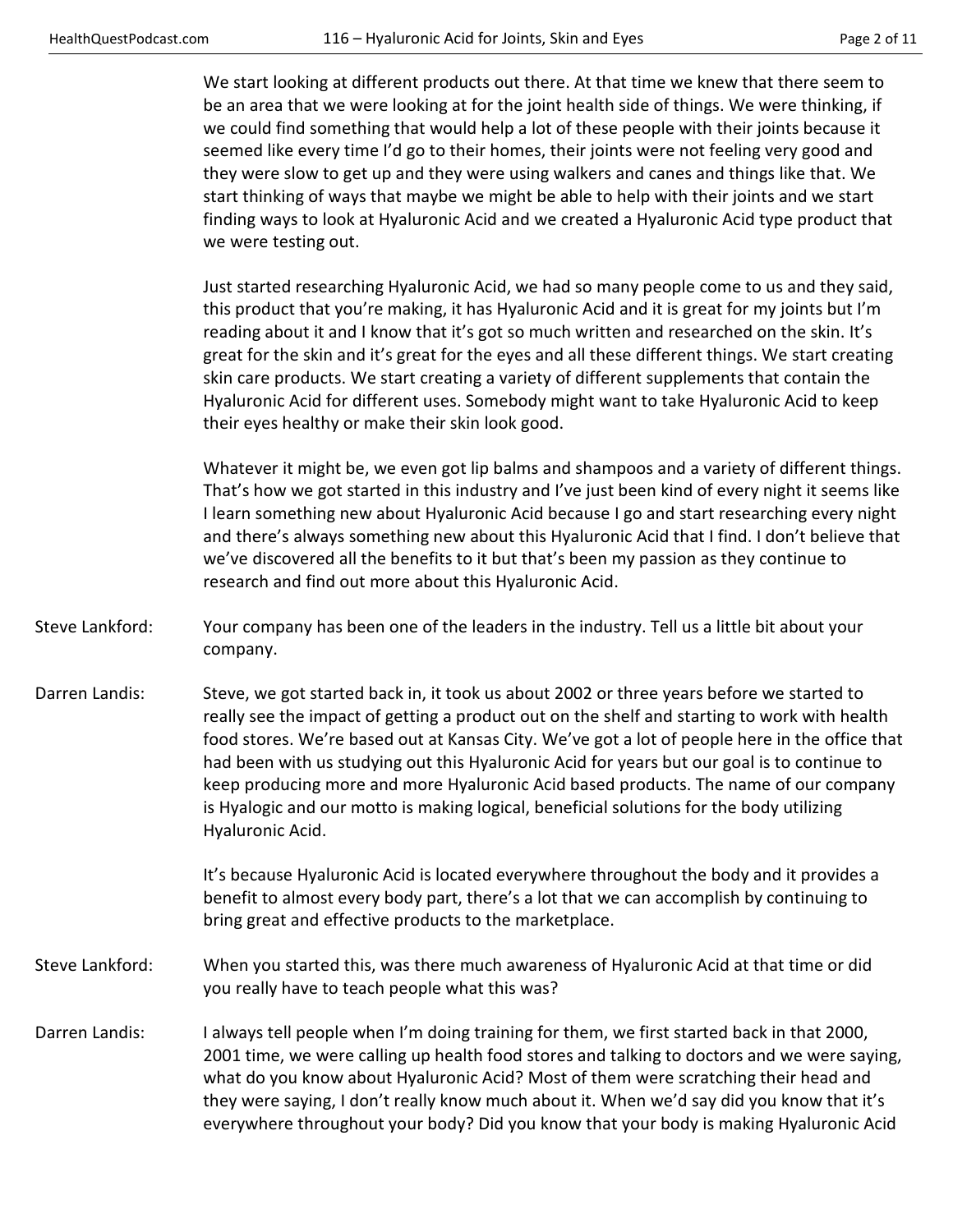We start looking at different products out there. At that time we knew that there seem to be an area that we were looking at for the joint health side of things. We were thinking, if we could find something that would help a lot of these people with their joints because it seemed like every time I'd go to their homes, their joints were not feeling very good and they were slow to get up and they were using walkers and canes and things like that. We start thinking of ways that maybe we might be able to help with their joints and we start finding ways to look at Hyaluronic Acid and we created a Hyaluronic Acid type product that we were testing out.

Just started researching Hyaluronic Acid, we had so many people come to us and they said, this product that you're making, it has Hyaluronic Acid and it is great for my joints but I'm reading about it and I know that it's got so much written and researched on the skin. It's great for the skin and it's great for the eyes and all these different things. We start creating skin care products. We start creating a variety of different supplements that contain the Hyaluronic Acid for different uses. Somebody might want to take Hyaluronic Acid to keep their eyes healthy or make their skin look good.

Whatever it might be, we even got lip balms and shampoos and a variety of different things. That's how we got started in this industry and I've just been kind of every night it seems like I learn something new about Hyaluronic Acid because I go and start researching every night and there's always something new about this Hyaluronic Acid that I find. I don't believe that we've discovered all the benefits to it but that's been my passion as they continue to research and find out more about this Hyaluronic Acid.

Steve Lankford: Your company has been one of the leaders in the industry. Tell us a little bit about your company.

Darren Landis: Steve, we got started back in, it took us about 2002 or three years before we started to really see the impact of getting a product out on the shelf and starting to work with health food stores. We're based out at Kansas City. We've got a lot of people here in the office that had been with us studying out this Hyaluronic Acid for years but our goal is to continue to keep producing more and more Hyaluronic Acid based products. The name of our company is Hyalogic and our motto is making logical, beneficial solutions for the body utilizing Hyaluronic Acid.

It's because Hyaluronic Acid is located everywhere throughout the body and it provides a benefit to almost every body part, there's a lot that we can accomplish by continuing to bring great and effective products to the marketplace.

Steve Lankford: When you started this, was there much awareness of Hyaluronic Acid at that time or did you really have to teach people what this was?

Darren Landis: I always tell people when I'm doing training for them, we first started back in that 2000, 2001 time, we were calling up health food stores and talking to doctors and we were saying, what do you know about Hyaluronic Acid? Most of them were scratching their head and they were saying, I don't really know much about it. When we'd say did you know that it's everywhere throughout your body? Did you know that your body is making Hyaluronic Acid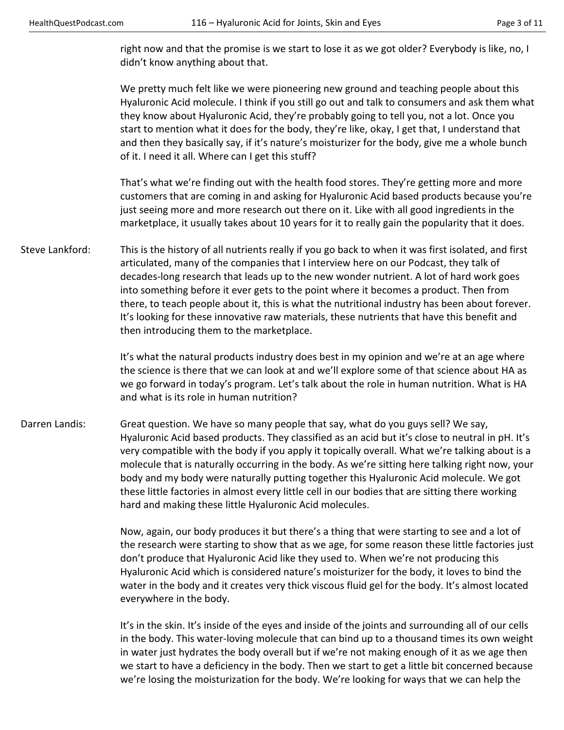right now and that the promise is we start to lose it as we got older? Everybody is like, no, I didn't know anything about that.

We pretty much felt like we were pioneering new ground and teaching people about this Hyaluronic Acid molecule. I think if you still go out and talk to consumers and ask them what they know about Hyaluronic Acid, they're probably going to tell you, not a lot. Once you start to mention what it does for the body, they're like, okay, I get that, I understand that and then they basically say, if it's nature's moisturizer for the body, give me a whole bunch of it. I need it all. Where can I get this stuff?

That's what we're finding out with the health food stores. They're getting more and more customers that are coming in and asking for Hyaluronic Acid based products because you're just seeing more and more research out there on it. Like with all good ingredients in the marketplace, it usually takes about 10 years for it to really gain the popularity that it does.

**Steve Lankford:** This is the history of all nutrients really if you go back to when it was first isolated, and first articulated, many of the companies that I interview here on our Podcast, they talk of decades-long research that leads up to the new wonder nutrient. A lot of hard work goes into something before it ever gets to the point where it becomes a product. Then from there, to teach people about it, this is what the nutritional industry has been about forever. It's looking for these innovative raw materials, these nutrients that have this benefit and then introducing them to the marketplace.

It's what the natural products industry does best in my opinion and we're at an age where the science is there that we can look at and we'll explore some of that science about HA as we go forward in today's program. Let's talk about the role in human nutrition. What is HA and what is its role in human nutrition?

**Darren Landis:** Great question. We have so many people that say, what do you guys sell? We say, Hyaluronic Acid based products. They classified as an acid but it's close to neutral in pH. It's very compatible with the body if you apply it topically overall. What we're talking about is a molecule that is naturally occurring in the body. As we're sitting here talking right now, your body and my body were naturally putting together this Hyaluronic Acid molecule. We got these little factories in almost every little cell in our bodies that are sitting there working hard and making these little Hyaluronic Acid molecules.

Now, again, our body produces it but there's a thing that were starting to see and a lot of the research were starting to show that as we age, for some reason these little factories just don't produce that Hyaluronic Acid like they used to. When we're not producing this Hyaluronic Acid which is considered nature's moisturizer for the body, it loves to bind the water in the body and it creates very thick viscous fluid gel for the body. It's almost located everywhere in the body.

It's in the skin. It's inside of the eyes and inside of the joints and surrounding all of our cells in the body. This water-loving molecule that can bind up to a thousand times its own weight in water just hydrates the body overall but if we're not making enough of it as we age then we start to have a deficiency in the body. Then we start to get a little bit concerned because we're losing the moisturization for the body. We're looking for ways that we can help the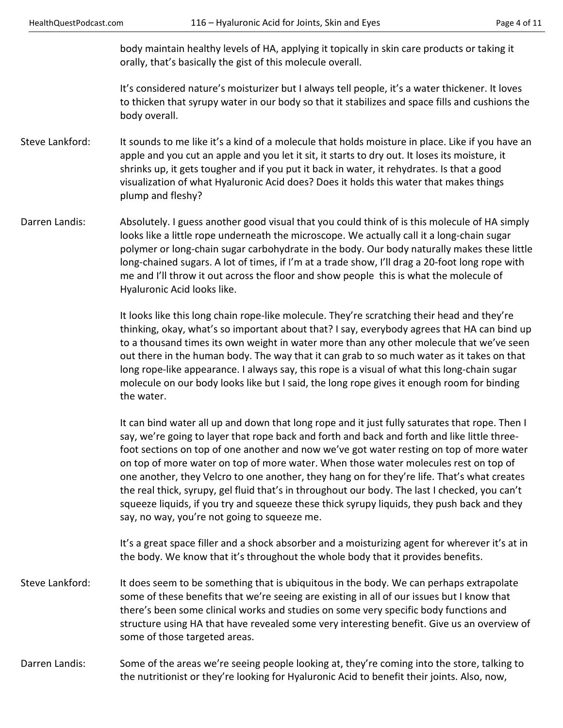body maintain healthy levels of HA, applying it topically in skin care products or taking it orally, that's basically the gist of this molecule overall.

It's considered nature's moisturizer but I always tell people, it's a water thickener. It loves to thicken that syrupy water in our body so that it stabilizes and space fills and cushions the body overall.

**Steve Lankford:** It sounds to me like it's a kind of a molecule that holds moisture in place. Like if you have an apple and you cut an apple and you let it sit, it starts to dry out. It loses its moisture, it shrinks up, it gets tougher and if you put it back in water, it rehydrates. Is that a good visualization of what Hyaluronic Acid does? Does it holds this water that makes things plump and fleshy?

**Darren Landis:** Absolutely. I guess another good visual that you could think of is this molecule of HA simply looks like a little rope underneath the microscope. We actually call it a long-chain sugar polymer or long-chain sugar carbohydrate in the body. Our body naturally makes these little long-chained sugars. A lot of times, if I'm at a trade show, I'll drag a 20-foot long rope with me and I'll throw it out across the floor and show people this is what the molecule of Hyaluronic Acid looks like.

It looks like this long chain rope-like molecule. They're scratching their head and they're thinking, okay, what's so important about that? I say, everybody agrees that HA can bind up to a thousand times its own weight in water more than any other molecule that we've seen out there in the human body. The way that it can grab to so much water as it takes on that long rope-like appearance. I always say, this rope is a visual of what this long-chain sugar molecule on our body looks like but I said, the long rope gives it enough room for binding the water.

It can bind water all up and down that long rope and it just fully saturates that rope. Then I say, we're going to layer that rope back and forth and back and forth and like little three-foot sections on top of one another and now we've got water resting on top of more water on top of more water on top of more water. When those water molecules rest on top of one another, they Velcro to one another, they hang on for they're life. That's what creates the real thick, syrupy, gel fluid that's in throughout our body. The last I checked, you can't squeeze liquids, if you try and squeeze these thick syrupy liquids, they push back and they say, no way, you're not going to squeeze me.

It's a great space filler and a shock absorber and a moisturizing agent for wherever it's at in the body. We know that it's throughout the whole body that it provides benefits.

**Steve Lankford:** It does seem to be something that is ubiquitous in the body. We can perhaps extrapolate some of these benefits that we're seeing are existing in all of our issues but I know that there's been some clinical works and studies on some very specific body functions and structure using HA that have revealed some very interesting benefit. Give us an overview of some of those targeted areas.

**Darren Landis:** Some of the areas we're seeing people looking at, they're coming into the store, talking to the nutritionist or they're looking for Hyaluronic Acid to benefit their joints. Also, now,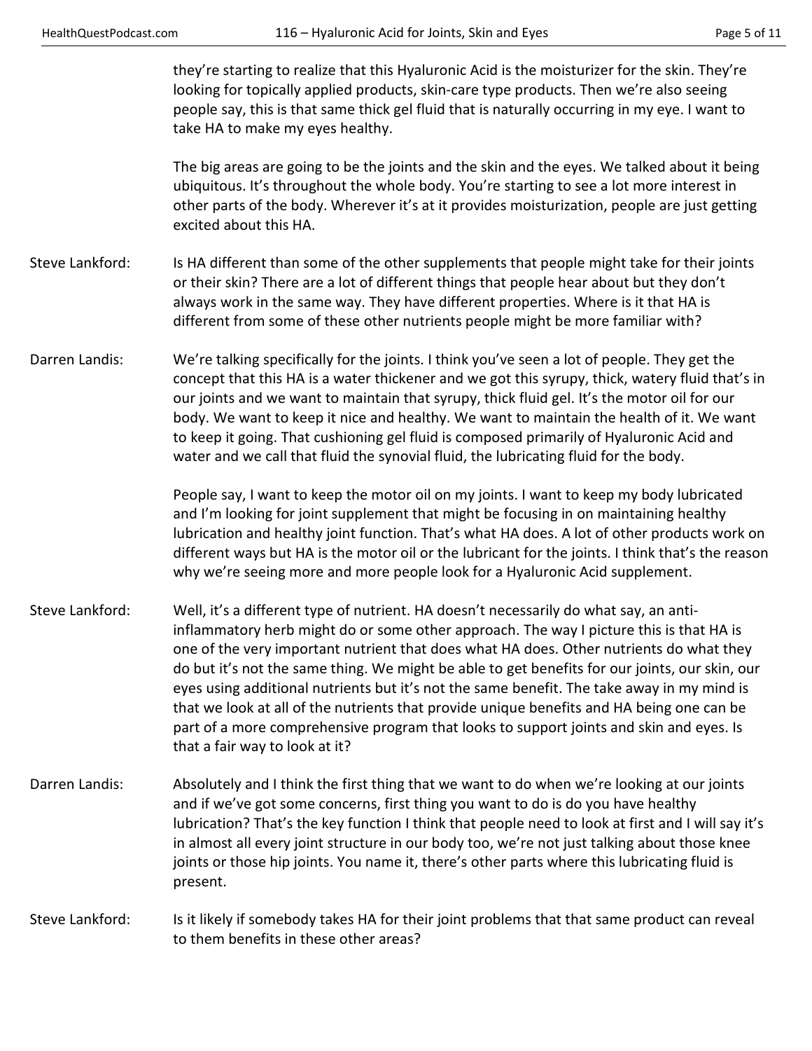they're starting to realize that this Hyaluronic Acid is the moisturizer for the skin. They're looking for topically applied products, skin-care type products. Then we're also seeing people say, this is that same thick gel fluid that is naturally occurring in my eye. I want to take HA to make my eyes healthy.

The big areas are going to be the joints and the skin and the eyes. We talked about it being ubiquitous. It's throughout the whole body. You're starting to see a lot more interest in other parts of the body. Wherever it's at it provides moisturization, people are just getting excited about this HA.

**Steve Lankford:** Is HA different than some of the other supplements that people might take for their joints or their skin? There are a lot of different things that people hear about but they don't always work in the same way. They have different properties. Where is it that HA is different from some of these other nutrients people might be more familiar with?

**Darren Landis:** We're talking specifically for the joints. I think you've seen a lot of people. They get the concept that this HA is a water thickener and we got this syrupy, thick, watery fluid that's in our joints and we want to maintain that syrupy, thick fluid gel. It's the motor oil for our body. We want to keep it nice and healthy. We want to maintain the health of it. We want to keep it going. That cushioning gel fluid is composed primarily of Hyaluronic Acid and water and we call that fluid the synovial fluid, the lubricating fluid for the body.

People say, I want to keep the motor oil on my joints. I want to keep my body lubricated and I'm looking for joint supplement that might be focusing in on maintaining healthy lubrication and healthy joint function. That's what HA does. A lot of other products work on different ways but HA is the motor oil or the lubricant for the joints. I think that's the reason why we're seeing more and more people look for a Hyaluronic Acid supplement.

**Steve Lankford:** Well, it's a different type of nutrient. HA doesn't necessarily do what say, an anti-inflammatory herb might do or some other approach. The way I picture this is that HA is one of the very important nutrient that does what HA does. Other nutrients do what they do but it's not the same thing. We might be able to get benefits for our joints, our skin, our eyes using additional nutrients but it's not the same benefit. The take away in my mind is that we look at all of the nutrients that provide unique benefits and HA being one can be part of a more comprehensive program that looks to support joints and skin and eyes. Is that a fair way to look at it?

**Darren Landis:** Absolutely and I think the first thing that we want to do when we're looking at our joints and if we've got some concerns, first thing you want to do is do you have healthy lubrication? That's the key function I think that people need to look at first and I will say it's in almost all every joint structure in our body too, we're not just talking about those knee joints or those hip joints. You name it, there's other parts where this lubricating fluid is present.

**Steve Lankford:** Is it likely if somebody takes HA for their joint problems that that same product can reveal to them benefits in these other areas?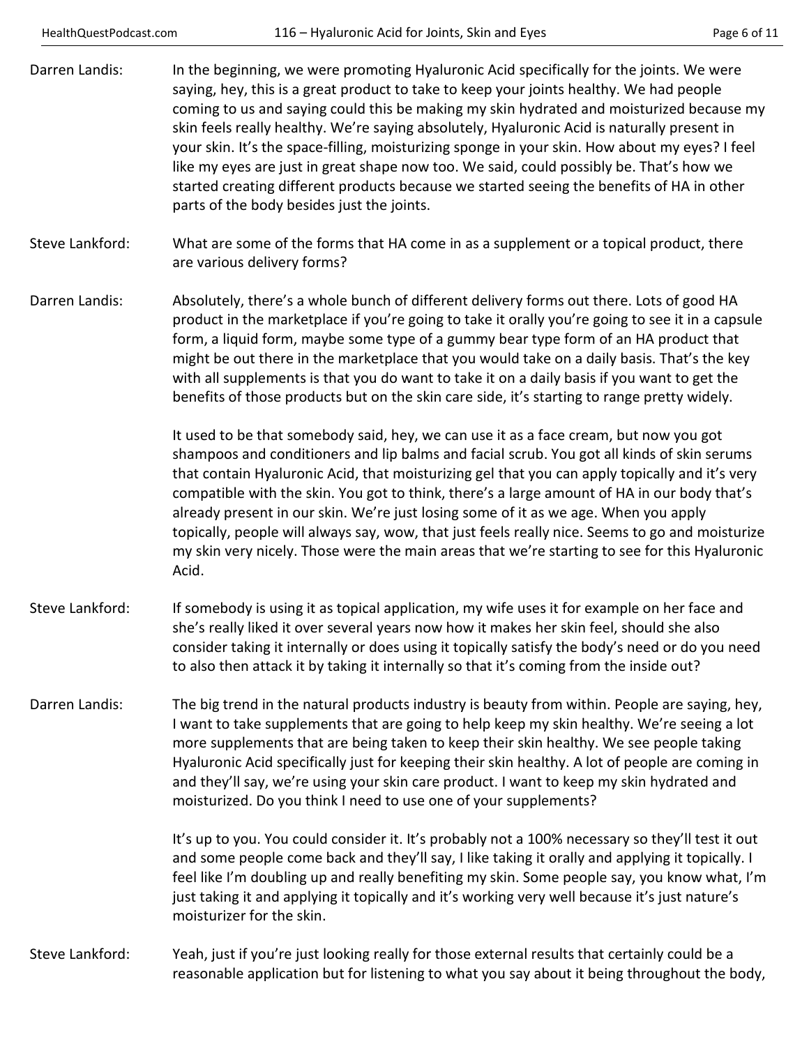Darren Landis: In the beginning, we were promoting Hyaluronic Acid specifically for the joints. We were saying, hey, this is a great product to take to keep your joints healthy. We had people coming to us and saying could this be making my skin hydrated and moisturized because my skin feels really healthy. We're saying absolutely, Hyaluronic Acid is naturally present in your skin. It's the space-filling, moisturizing sponge in your skin. How about my eyes? I feel like my eyes are just in great shape now too. We said, could possibly be. That's how we started creating different products because we started seeing the benefits of HA in other parts of the body besides just the joints.

Steve Lankford: What are some of the forms that HA come in as a supplement or a topical product, there are various delivery forms?

Darren Landis: Absolutely, there's a whole bunch of different delivery forms out there. Lots of good HA product in the marketplace if you're going to take it orally you're going to see it in a capsule form, a liquid form, maybe some type of a gummy bear type form of an HA product that might be out there in the marketplace that you would take on a daily basis. That's the key with all supplements is that you do want to take it on a daily basis if you want to get the benefits of those products but on the skin care side, it's starting to range pretty widely.

It used to be that somebody said, hey, we can use it as a face cream, but now you got shampoos and conditioners and lip balms and facial scrub. You got all kinds of skin serums that contain Hyaluronic Acid, that moisturizing gel that you can apply topically and it's very compatible with the skin. You got to think, there's a large amount of HA in our body that's already present in our skin. We're just losing some of it as we age. When you apply topically, people will always say, wow, that just feels really nice. Seems to go and moisturize my skin very nicely. Those were the main areas that we're starting to see for this Hyaluronic Acid.

Steve Lankford: If somebody is using it as topical application, my wife uses it for example on her face and she's really liked it over several years now how it makes her skin feel, should she also consider taking it internally or does using it topically satisfy the body's need or do you need to also then attack it by taking it internally so that it's coming from the inside out?

Darren Landis: The big trend in the natural products industry is beauty from within. People are saying, hey, I want to take supplements that are going to help keep my skin healthy. We're seeing a lot more supplements that are being taken to keep their skin healthy. We see people taking Hyaluronic Acid specifically just for keeping their skin healthy. A lot of people are coming in and they'll say, we're using your skin care product. I want to keep my skin hydrated and moisturized. Do you think I need to use one of your supplements?

It's up to you. You could consider it. It's probably not a 100% necessary so they'll test it out and some people come back and they'll say, I like taking it orally and applying it topically. I feel like I'm doubling up and really benefiting my skin. Some people say, you know what, I'm just taking it and applying it topically and it's working very well because it's just nature's moisturizer for the skin.

Steve Lankford: Yeah, just if you're just looking really for those external results that certainly could be a reasonable application but for listening to what you say about it being throughout the body,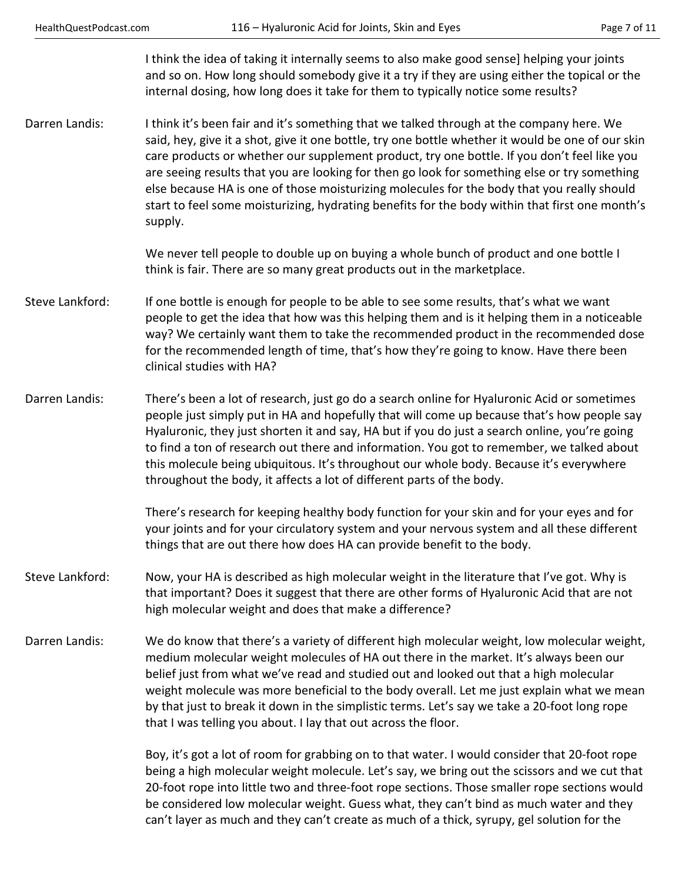I think the idea of taking it internally seems to also make good sense] helping your joints and so on. How long should somebody give it a try if they are using either the topical or the internal dosing, how long does it take for them to typically notice some results?

**Darren Landis:** I think it's been fair and it's something that we talked through at the company here. We said, hey, give it a shot, give it one bottle, try one bottle whether it would be one of our skin care products or whether our supplement product, try one bottle. If you don't feel like you are seeing results that you are looking for then go look for something else or try something else because HA is one of those moisturizing molecules for the body that you really should start to feel some moisturizing, hydrating benefits for the body within that first one month's supply.

We never tell people to double up on buying a whole bunch of product and one bottle I think is fair. There are so many great products out in the marketplace.

**Steve Lankford:** If one bottle is enough for people to be able to see some results, that's what we want people to get the idea that how was this helping them and is it helping them in a noticeable way? We certainly want them to take the recommended product in the recommended dose for the recommended length of time, that's how they're going to know. Have there been clinical studies with HA?

**Darren Landis:** There's been a lot of research, just go do a search online for Hyaluronic Acid or sometimes people just simply put in HA and hopefully that will come up because that's how people say Hyaluronic, they just shorten it and say, HA but if you do just a search online, you're going to find a ton of research out there and information. You got to remember, we talked about this molecule being ubiquitous. It's throughout our whole body. Because it's everywhere throughout the body, it affects a lot of different parts of the body.

There's research for keeping healthy body function for your skin and for your eyes and for your joints and for your circulatory system and your nervous system and all these different things that are out there how does HA can provide benefit to the body.

**Steve Lankford:** Now, your HA is described as high molecular weight in the literature that I've got. Why is that important? Does it suggest that there are other forms of Hyaluronic Acid that are not high molecular weight and does that make a difference?

**Darren Landis:** We do know that there's a variety of different high molecular weight, low molecular weight, medium molecular weight molecules of HA out there in the market. It's always been our belief just from what we've read and studied out and looked out that a high molecular weight molecule was more beneficial to the body overall. Let me just explain what we mean by that just to break it down in the simplistic terms. Let's say we take a 20-foot long rope that I was telling you about. I lay that out across the floor.

Boy, it's got a lot of room for grabbing on to that water. I would consider that 20-foot rope being a high molecular weight molecule. Let's say, we bring out the scissors and we cut that 20-foot rope into little two and three-foot rope sections. Those smaller rope sections would be considered low molecular weight. Guess what, they can't bind as much water and they can't layer as much and they can't create as much of a thick, syrupy, gel solution for the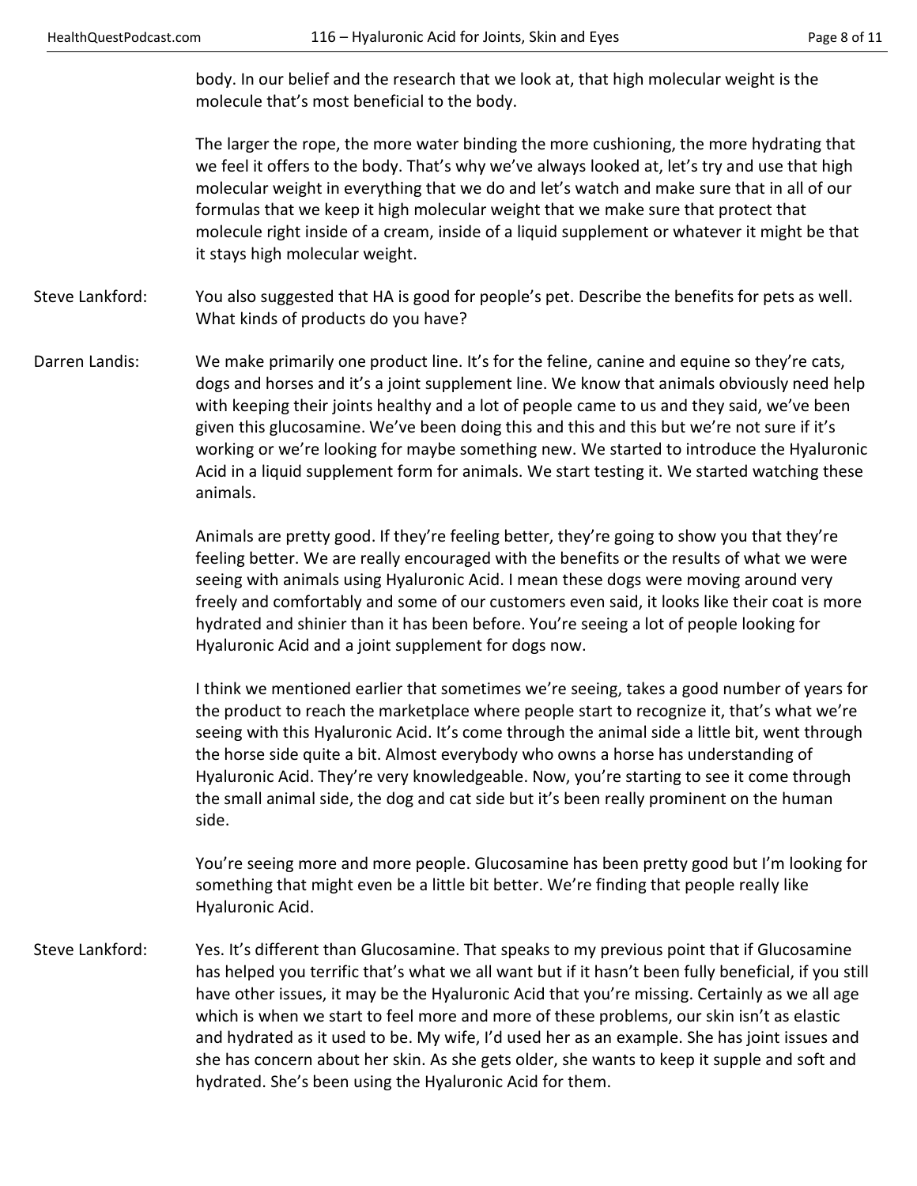body. In our belief and the research that we look at, that high molecular weight is the molecule that's most beneficial to the body.

The larger the rope, the more water binding the more cushioning, the more hydrating that we feel it offers to the body. That's why we've always looked at, let's try and use that high molecular weight in everything that we do and let's watch and make sure that in all of our formulas that we keep it high molecular weight that we make sure that protect that molecule right inside of a cream, inside of a liquid supplement or whatever it might be that it stays high molecular weight.

Steve Lankford: You also suggested that HA is good for people's pet. Describe the benefits for pets as well. What kinds of products do you have?

Darren Landis: We make primarily one product line. It's for the feline, canine and equine so they're cats, dogs and horses and it's a joint supplement line. We know that animals obviously need help with keeping their joints healthy and a lot of people came to us and they said, we've been given this glucosamine. We've been doing this and this and this but we're not sure if it's working or we're looking for maybe something new. We started to introduce the Hyaluronic Acid in a liquid supplement form for animals. We start testing it. We started watching these animals.

Animals are pretty good. If they're feeling better, they're going to show you that they're feeling better. We are really encouraged with the benefits or the results of what we were seeing with animals using Hyaluronic Acid. I mean these dogs were moving around very freely and comfortably and some of our customers even said, it looks like their coat is more hydrated and shinier than it has been before. You're seeing a lot of people looking for Hyaluronic Acid and a joint supplement for dogs now.

I think we mentioned earlier that sometimes we're seeing, takes a good number of years for the product to reach the marketplace where people start to recognize it, that's what we're seeing with this Hyaluronic Acid. It's come through the animal side a little bit, went through the horse side quite a bit. Almost everybody who owns a horse has understanding of Hyaluronic Acid. They're very knowledgeable. Now, you're starting to see it come through the small animal side, the dog and cat side but it's been really prominent on the human side.

You're seeing more and more people. Glucosamine has been pretty good but I'm looking for something that might even be a little bit better. We're finding that people really like Hyaluronic Acid.

Steve Lankford: Yes. It's different than Glucosamine. That speaks to my previous point that if Glucosamine has helped you terrific that's what we all want but if it hasn't been fully beneficial, if you still have other issues, it may be the Hyaluronic Acid that you're missing. Certainly as we all age which is when we start to feel more and more of these problems, our skin isn't as elastic and hydrated as it used to be. My wife, I'd used her as an example. She has joint issues and she has concern about her skin. As she gets older, she wants to keep it supple and soft and hydrated. She's been using the Hyaluronic Acid for them.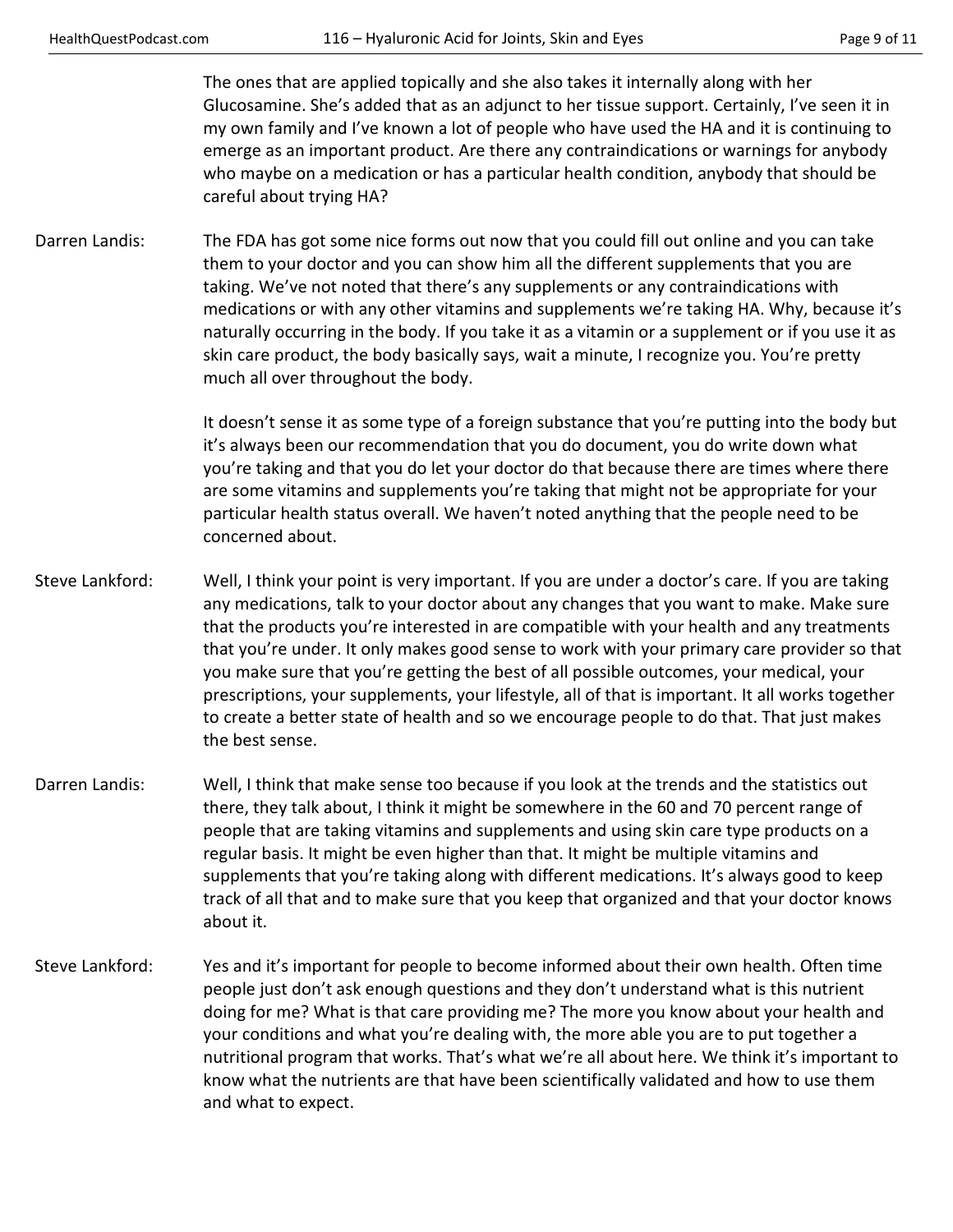The ones that are applied topically and she also takes it internally along with her Glucosamine. She's added that as an adjunct to her tissue support. Certainly, I've seen it in my own family and I've known a lot of people who have used the HA and it is continuing to emerge as an important product. Are there any contraindications or warnings for anybody who maybe on a medication or has a particular health condition, anybody that should be careful about trying HA?

**Darren Landis:** The FDA has got some nice forms out now that you could fill out online and you can take them to your doctor and you can show him all the different supplements that you are taking. We've not noted that there's any supplements or any contraindications with medications or with any other vitamins and supplements we're taking HA. Why, because it's naturally occurring in the body. If you take it as a vitamin or a supplement or if you use it as skin care product, the body basically says, wait a minute, I recognize you. You're pretty much all over throughout the body.

It doesn't sense it as some type of a foreign substance that you're putting into the body but it's always been our recommendation that you do document, you do write down what you're taking and that you do let your doctor do that because there are times where there are some vitamins and supplements you're taking that might not be appropriate for your particular health status overall. We haven't noted anything that the people need to be concerned about.

**Steve Lankford:** Well, I think your point is very important. If you are under a doctor's care. If you are taking any medications, talk to your doctor about any changes that you want to make. Make sure that the products you're interested in are compatible with your health and any treatments that you're under. It only makes good sense to work with your primary care provider so that you make sure that you're getting the best of all possible outcomes, your medical, your prescriptions, your supplements, your lifestyle, all of that is important. It all works together to create a better state of health and so we encourage people to do that. That just makes the best sense.

**Darren Landis:** Well, I think that make sense too because if you look at the trends and the statistics out there, they talk about, I think it might be somewhere in the 60 and 70 percent range of people that are taking vitamins and supplements and using skin care type products on a regular basis. It might be even higher than that. It might be multiple vitamins and supplements that you're taking along with different medications. It's always good to keep track of all that and to make sure that you keep that organized and that your doctor knows about it.

**Steve Lankford:** Yes and it's important for people to become informed about their own health. Often time people just don't ask enough questions and they don't understand what is this nutrient doing for me? What is that care providing me? The more you know about your health and your conditions and what you're dealing with, the more able you are to put together a nutritional program that works. That's what we're all about here. We think it's important to know what the nutrients are that have been scientifically validated and how to use them and what to expect.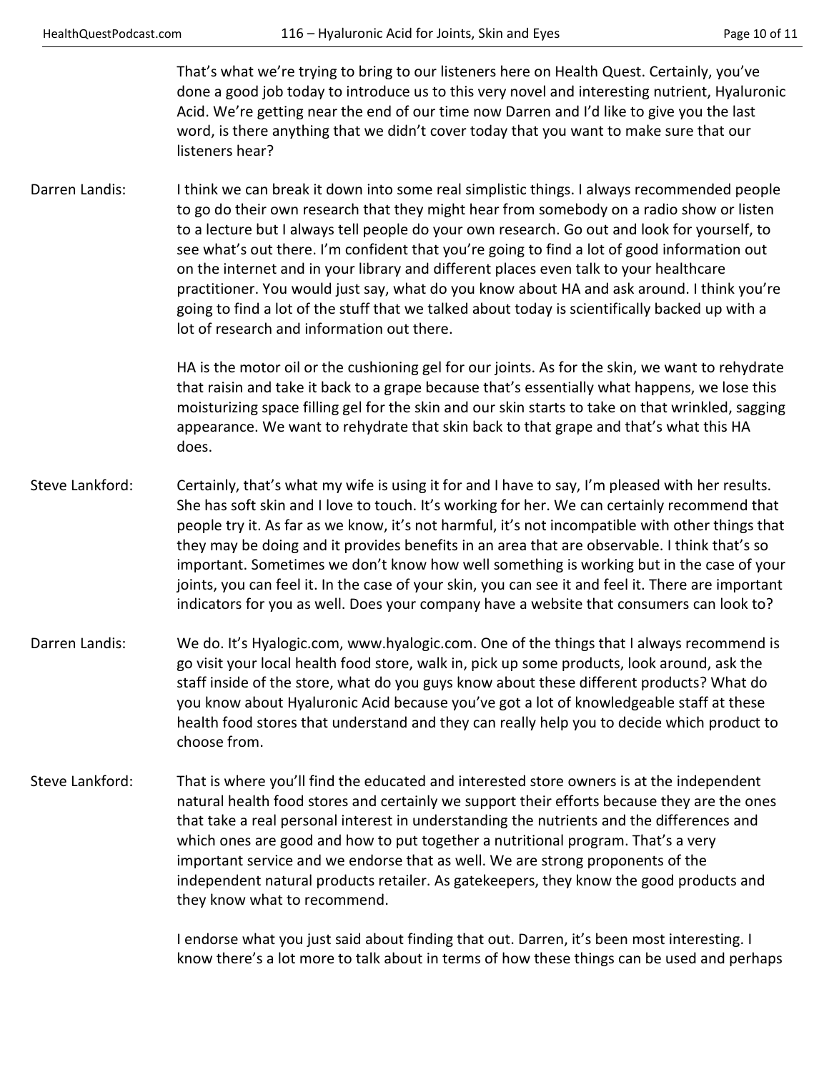That's what we're trying to bring to our listeners here on Health Quest. Certainly, you've done a good job today to introduce us to this very novel and interesting nutrient, Hyaluronic Acid. We're getting near the end of our time now Darren and I'd like to give you the last word, is there anything that we didn't cover today that you want to make sure that our listeners hear?

**Darren Landis:** I think we can break it down into some real simplistic things. I always recommended people to go do their own research that they might hear from somebody on a radio show or listen to a lecture but I always tell people do your own research. Go out and look for yourself, to see what's out there. I'm confident that you're going to find a lot of good information out on the internet and in your library and different places even talk to your healthcare practitioner. You would just say, what do you know about HA and ask around. I think you're going to find a lot of the stuff that we talked about today is scientifically backed up with a lot of research and information out there.

HA is the motor oil or the cushioning gel for our joints. As for the skin, we want to rehydrate that raisin and take it back to a grape because that's essentially what happens, we lose this moisturizing space filling gel for the skin and our skin starts to take on that wrinkled, sagging appearance. We want to rehydrate that skin back to that grape and that's what this HA does.

**Steve Lankford:** Certainly, that's what my wife is using it for and I have to say, I'm pleased with her results. She has soft skin and I love to touch. It's working for her. We can certainly recommend that people try it. As far as we know, it's not harmful, it's not incompatible with other things that they may be doing and it provides benefits in an area that are observable. I think that's so important. Sometimes we don't know how well something is working but in the case of your joints, you can feel it. In the case of your skin, you can see it and feel it. There are important indicators for you as well. Does your company have a website that consumers can look to?

**Darren Landis:** We do. It's Hyalogic.com, www.hyalogic.com. One of the things that I always recommend is go visit your local health food store, walk in, pick up some products, look around, ask the staff inside of the store, what do you guys know about these different products? What do you know about Hyaluronic Acid because you've got a lot of knowledgeable staff at these health food stores that understand and they can really help you to decide which product to choose from.

**Steve Lankford:** That is where you'll find the educated and interested store owners is at the independent natural health food stores and certainly we support their efforts because they are the ones that take a real personal interest in understanding the nutrients and the differences and which ones are good and how to put together a nutritional program. That's a very important service and we endorse that as well. We are strong proponents of the independent natural products retailer. As gatekeepers, they know the good products and they know what to recommend.

I endorse what you just said about finding that out. Darren, it's been most interesting. I know there's a lot more to talk about in terms of how these things can be used and perhaps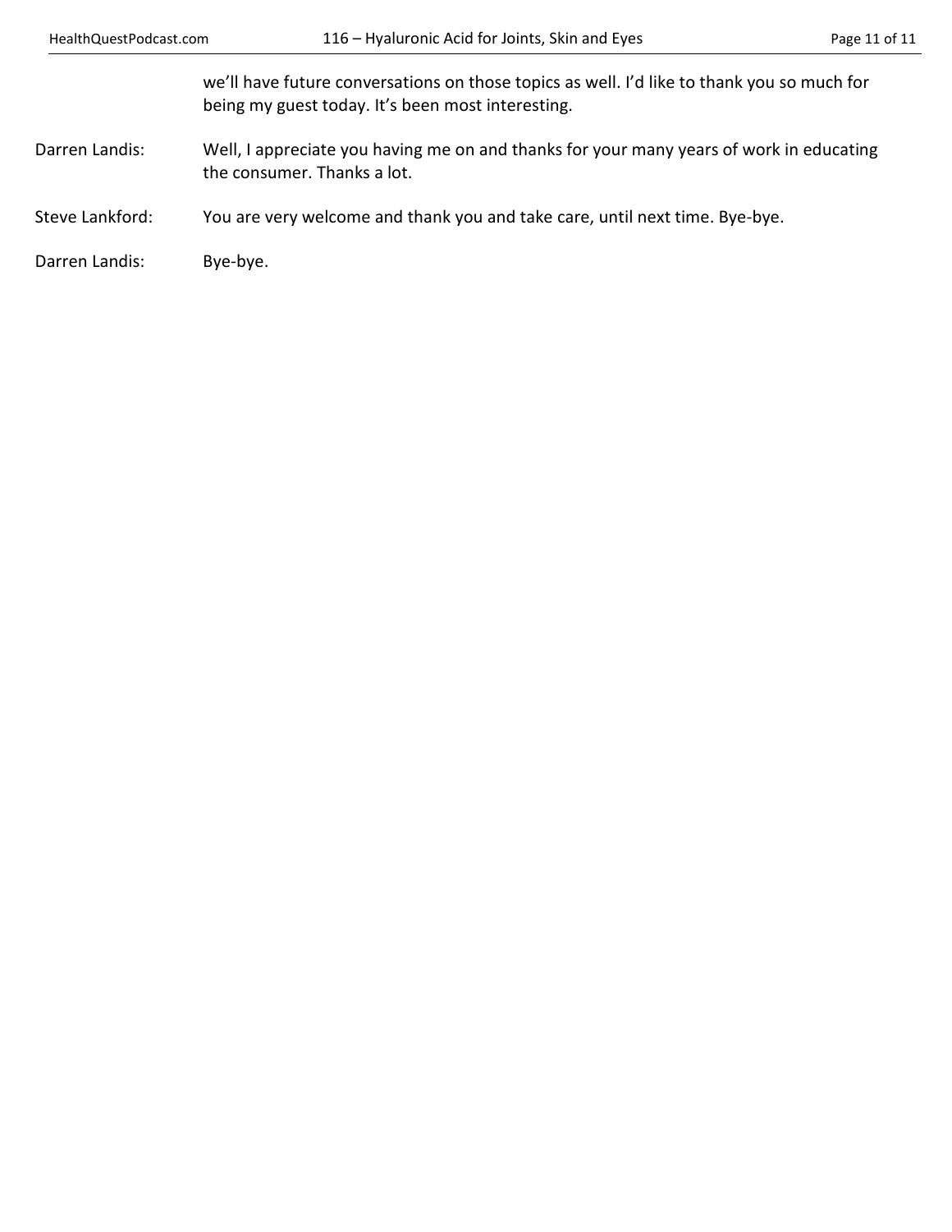we'll have future conversations on those topics as well. I'd like to thank you so much for being my guest today. It's been most interesting.

Darren Landis: Well, I appreciate you having me on and thanks for your many years of work in educating the consumer. Thanks a lot.

Steve Lankford: You are very welcome and thank you and take care, until next time. Bye-bye.

Darren Landis: Bye-bye.